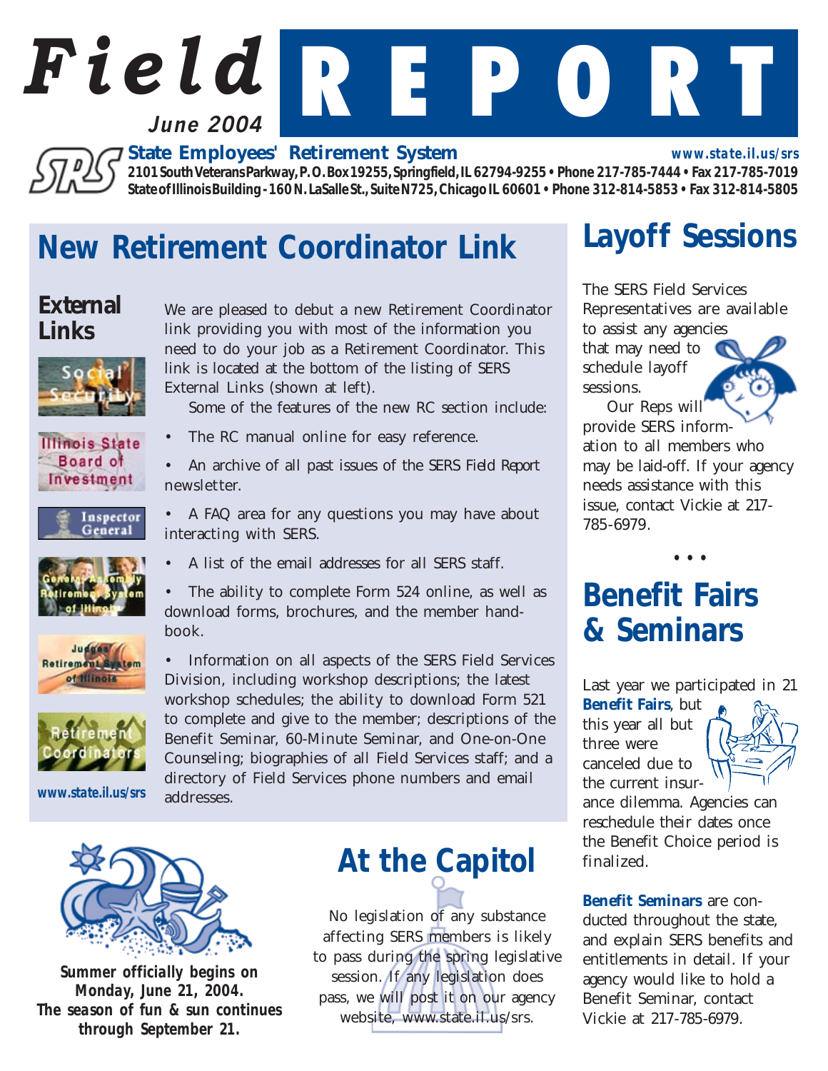# Field REPORT

June 2004

**State Employees' Retirement System**

www.state.il.us/srs

2101 South Veterans Parkway, P.O. Box 19255, Springfield, IL 62794-9255 • Phone 217-785-7444 • Fax 217-785-7019
State of Illinois Building - 160 N. LaSalle St., Suite N725, Chicago IL 60601 • Phone 312-814-5853 • Fax 312-814-5805

## New Retirement Coordinator Link

### External Links

- Social Security
- Illinois State Board of Investment
- Inspector General
- General Assembly Retirement System of Illinois
- Judges Retirement System of Illinois
- Retirement Coordinators

www.state.il.us/srs

We are pleased to debut a new Retirement Coordinator link providing you with most of the information you need to do your job as a Retirement Coordinator. This link is located at the bottom of the listing of SERS External Links (shown at left).

Some of the features of the new RC section include:

- The RC manual online for easy reference.
- An archive of all past issues of the SERS *Field Report* newsletter.
- A FAQ area for any questions you may have about interacting with SERS.
- A list of the email addresses for all SERS staff.
- The ability to complete Form 524 online, as well as download forms, brochures, and the member handbook.
- Information on all aspects of the SERS Field Services Division, including workshop descriptions; the latest workshop schedules; the ability to download Form 521 to complete and give to the member; descriptions of the Benefit Seminar, 60-Minute Seminar, and One-on-One Counseling; biographies of all Field Services staff; and a directory of Field Services phone numbers and email addresses.

**Summer officially begins on Monday, June 21, 2004. The season of fun & sun continues through September 21.**

## At the Capitol

No legislation of any substance affecting SERS members is likely to pass during the spring legislative session. If any legislation does pass, we will post it on our agency website, www.state.il.us/srs.

## Layoff Sessions

The SERS Field Services Representatives are available to assist any agencies that may need to schedule layoff sessions.

Our Reps will provide SERS information to all members who may be laid-off. If your agency needs assistance with this issue, contact Vickie at 217-785-6979.

• • •

## Benefit Fairs & Seminars

Last year we participated in 21 **Benefit Fairs**, but this year all but three were canceled due to the current insurance dilemma. Agencies can reschedule their dates once the Benefit Choice period is finalized.

**Benefit Seminars** are conducted throughout the state, and explain SERS benefits and entitlements in detail. If your agency would like to hold a Benefit Seminar, contact Vickie at 217-785-6979.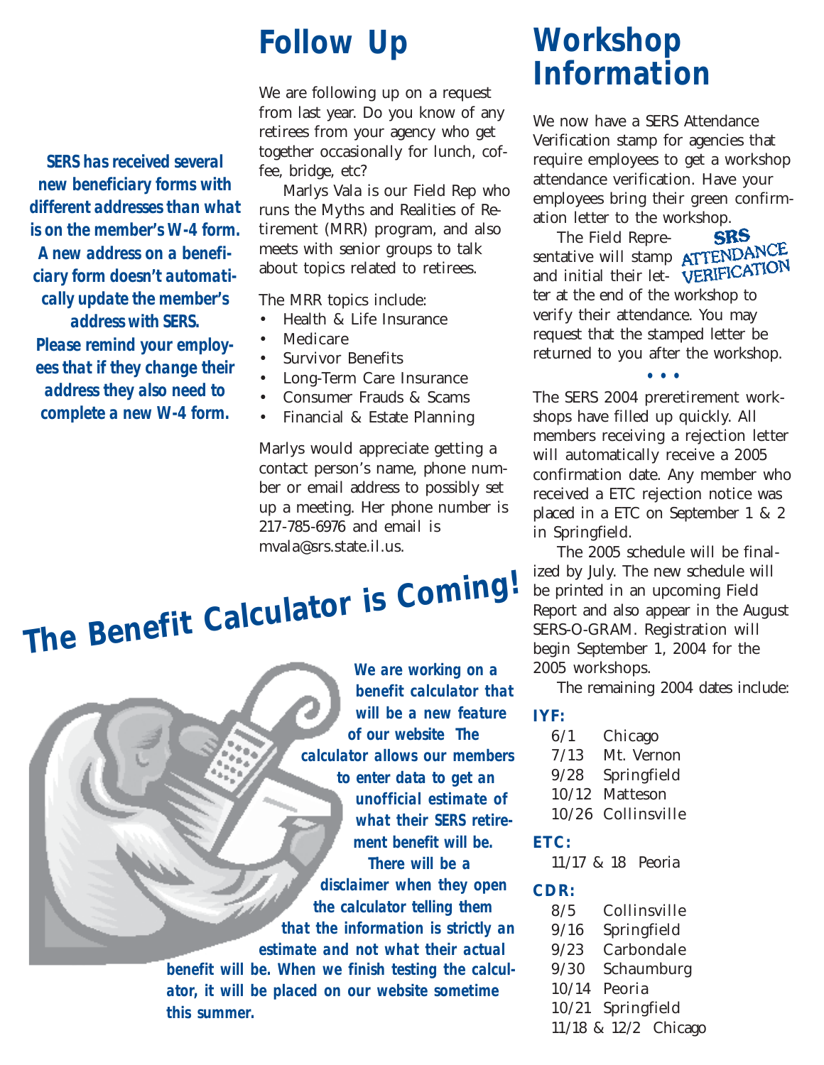*SERS has received several new beneficiary forms with different addresses than what is on the member's W-4 form. A new address on a beneficiary form doesn't automatically update the member's address with SERS. Please remind your employees that if they change their address they also need to complete a new W-4 form.*

# Follow Up

We are following up on a request from last year. Do you know of any retirees from your agency who get together occasionally for lunch, coffee, bridge, etc?

Marlys Vala is our Field Rep who runs the Myths and Realities of Retirement (MRR) program, and also meets with senior groups to talk about topics related to retirees.

The MRR topics include:

- Health & Life Insurance
- Medicare
- Survivor Benefits
- Long-Term Care Insurance
- Consumer Frauds & Scams
- Financial & Estate Planning

Marlys would appreciate getting a contact person's name, phone number or email address to possibly set up a meeting. Her phone number is 217-785-6976 and email is mvala@srs.state.il.us.

# The Benefit Calculator is Coming!

**We are working on a benefit calculator that will be a new feature of our website The calculator allows our members to enter data to get an unofficial estimate of what their SERS retirement benefit will be. There will be a disclaimer when they open the calculator telling them that the information is strictly an estimate and not what their actual benefit will be. When we finish testing the calculator, it will be placed on our website sometime this summer.**

# Workshop Information

We now have a SERS Attendance Verification stamp for agencies that require employees to get a workshop attendance verification. Have your employees bring their green confirmation letter to the workshop.

SRS ATTENDANCE VERIFICATION

The Field Representative will stamp and initial their letter at the end of the workshop to verify their attendance. You may request that the stamped letter be returned to you after the workshop.

• • •

The SERS 2004 preretirement workshops have filled up quickly. All members receiving a rejection letter will automatically receive a 2005 confirmation date. Any member who received a ETC rejection notice was placed in a ETC on September 1 & 2 in Springfield.

The 2005 schedule will be finalized by July. The new schedule will be printed in an upcoming Field Report and also appear in the August SERS-O-GRAM. Registration will begin September 1, 2004 for the 2005 workshops.

The remaining 2004 dates include:

**IYF:**

6/1 Chicago
7/13 Mt. Vernon
9/28 Springfield
10/12 Matteson
10/26 Collinsville

**ETC:**

11/17 & 18 Peoria

**CDR:**

8/5 Collinsville
9/16 Springfield
9/23 Carbondale
9/30 Schaumburg
10/14 Peoria
10/21 Springfield
11/18 & 12/2 Chicago